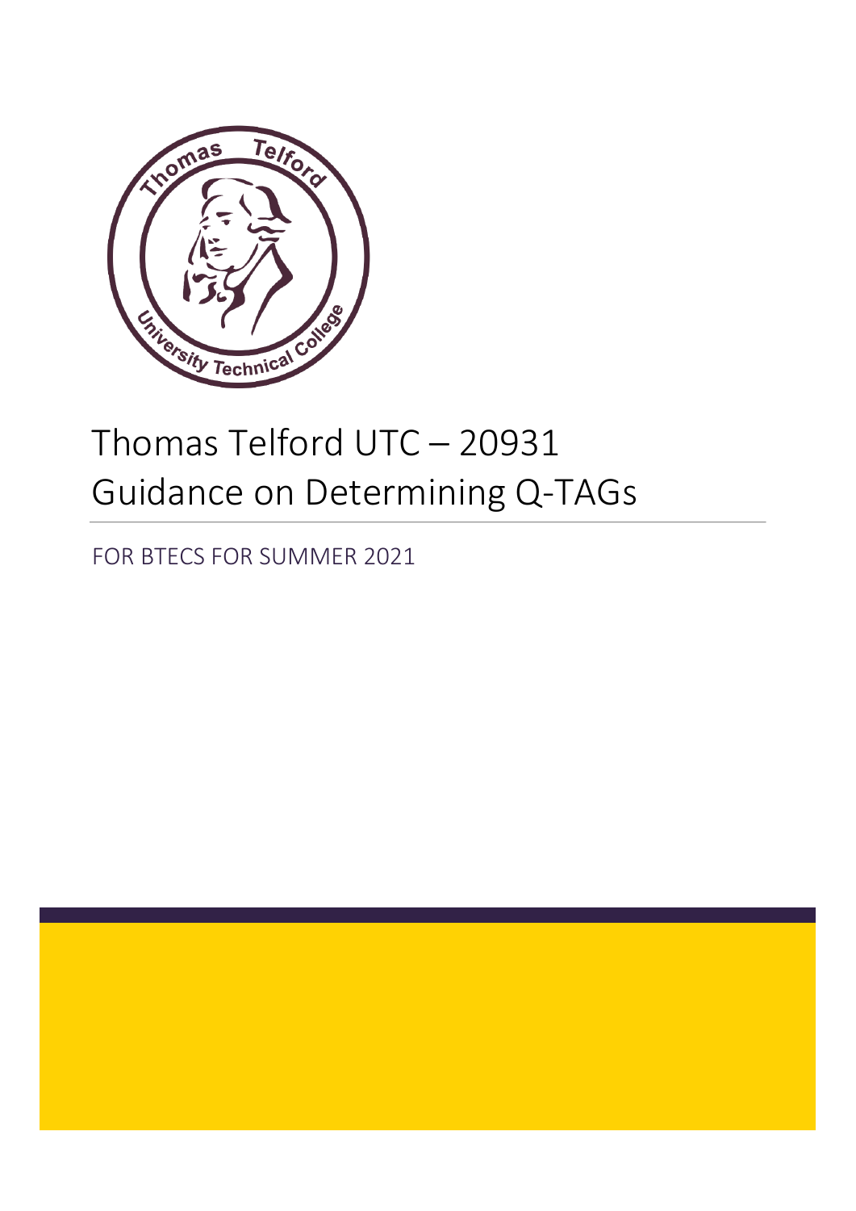# Thomas Telford UTC – 20931 Guidance on Determining Q-TAGs

FOR BTECS FOR SUMMER 2021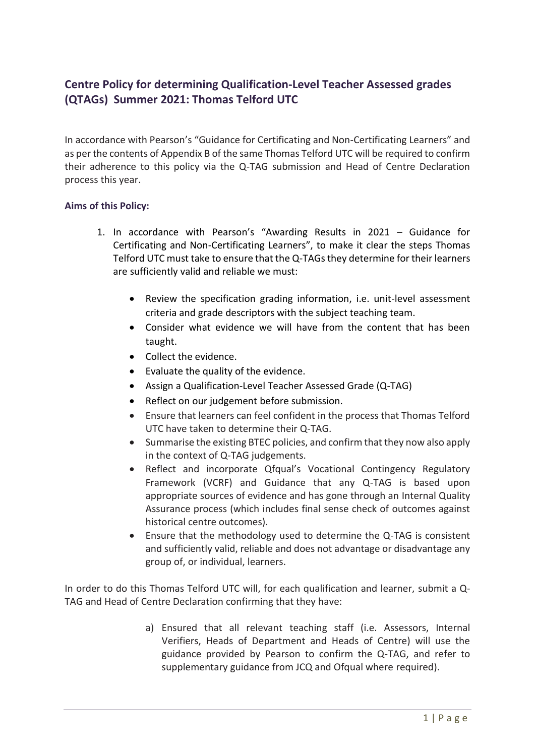## Centre Policy for determining Qualification-Level Teacher Assessed grades (QTAGs) Summer 2021: Thomas Telford UTC

In accordance with Pearson's "Guidance for Certificating and Non-Certificating Learners" and as per the contents of Appendix B of the same Thomas Telford UTC will be required to confirm their adherence to this policy via the Q-TAG submission and Head of Centre Declaration process this year.

### Aims of this Policy:

1. In accordance with Pearson's "Awarding Results in 2021 – Guidance for Certificating and Non-Certificating Learners", to make it clear the steps Thomas Telford UTC must take to ensure that the Q-TAGs they determine for their learners are sufficiently valid and reliable we must:

   - Review the specification grading information, i.e. unit-level assessment criteria and grade descriptors with the subject teaching team.
   - Consider what evidence we will have from the content that has been taught.
   - Collect the evidence.
   - Evaluate the quality of the evidence.
   - Assign a Qualification-Level Teacher Assessed Grade (Q-TAG)
   - Reflect on our judgement before submission.
   - Ensure that learners can feel confident in the process that Thomas Telford UTC have taken to determine their Q-TAG.
   - Summarise the existing BTEC policies, and confirm that they now also apply in the context of Q-TAG judgements.
   - Reflect and incorporate Qfqual's Vocational Contingency Regulatory Framework (VCRF) and Guidance that any Q-TAG is based upon appropriate sources of evidence and has gone through an Internal Quality Assurance process (which includes final sense check of outcomes against historical centre outcomes).
   - Ensure that the methodology used to determine the Q-TAG is consistent and sufficiently valid, reliable and does not advantage or disadvantage any group of, or individual, learners.

In order to do this Thomas Telford UTC will, for each qualification and learner, submit a Q-TAG and Head of Centre Declaration confirming that they have:

a) Ensured that all relevant teaching staff (i.e. Assessors, Internal Verifiers, Heads of Department and Heads of Centre) will use the guidance provided by Pearson to confirm the Q-TAG, and refer to supplementary guidance from JCQ and Ofqual where required).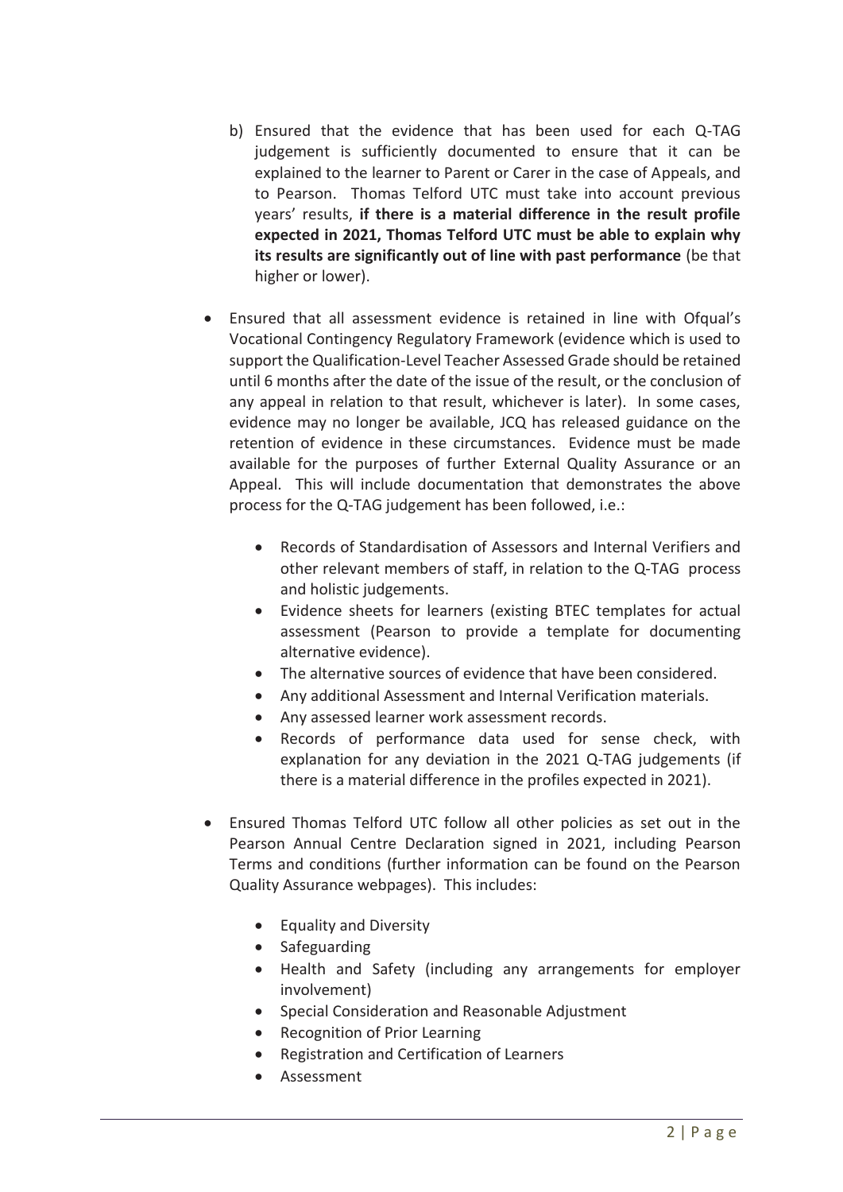b) Ensured that the evidence that has been used for each Q-TAG judgement is sufficiently documented to ensure that it can be explained to the learner to Parent or Carer in the case of Appeals, and to Pearson. Thomas Telford UTC must take into account previous years' results, **if there is a material difference in the result profile expected in 2021, Thomas Telford UTC must be able to explain why its results are significantly out of line with past performance** (be that higher or lower).

- Ensured that all assessment evidence is retained in line with Ofqual's Vocational Contingency Regulatory Framework (evidence which is used to support the Qualification-Level Teacher Assessed Grade should be retained until 6 months after the date of the issue of the result, or the conclusion of any appeal in relation to that result, whichever is later). In some cases, evidence may no longer be available, JCQ has released guidance on the retention of evidence in these circumstances. Evidence must be made available for the purposes of further External Quality Assurance or an Appeal. This will include documentation that demonstrates the above process for the Q-TAG judgement has been followed, i.e.:
    - Records of Standardisation of Assessors and Internal Verifiers and other relevant members of staff, in relation to the Q-TAG process and holistic judgements.
    - Evidence sheets for learners (existing BTEC templates for actual assessment (Pearson to provide a template for documenting alternative evidence).
    - The alternative sources of evidence that have been considered.
    - Any additional Assessment and Internal Verification materials.
    - Any assessed learner work assessment records.
    - Records of performance data used for sense check, with explanation for any deviation in the 2021 Q-TAG judgements (if there is a material difference in the profiles expected in 2021).
- Ensured Thomas Telford UTC follow all other policies as set out in the Pearson Annual Centre Declaration signed in 2021, including Pearson Terms and conditions (further information can be found on the Pearson Quality Assurance webpages). This includes:
    - Equality and Diversity
    - Safeguarding
    - Health and Safety (including any arrangements for employer involvement)
    - Special Consideration and Reasonable Adjustment
    - Recognition of Prior Learning
    - Registration and Certification of Learners
    - Assessment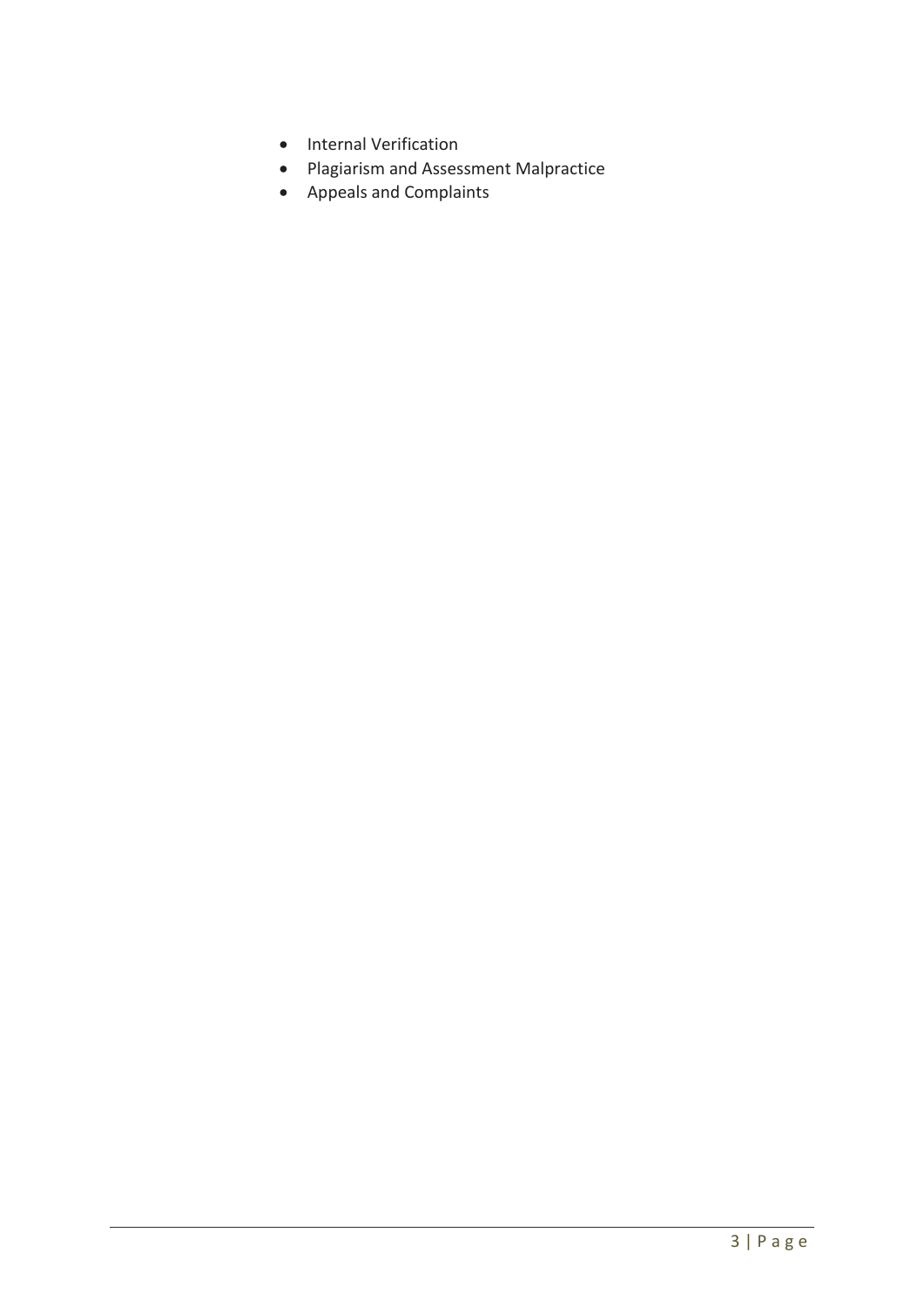- Internal Verification
- Plagiarism and Assessment Malpractice
- Appeals and Complaints